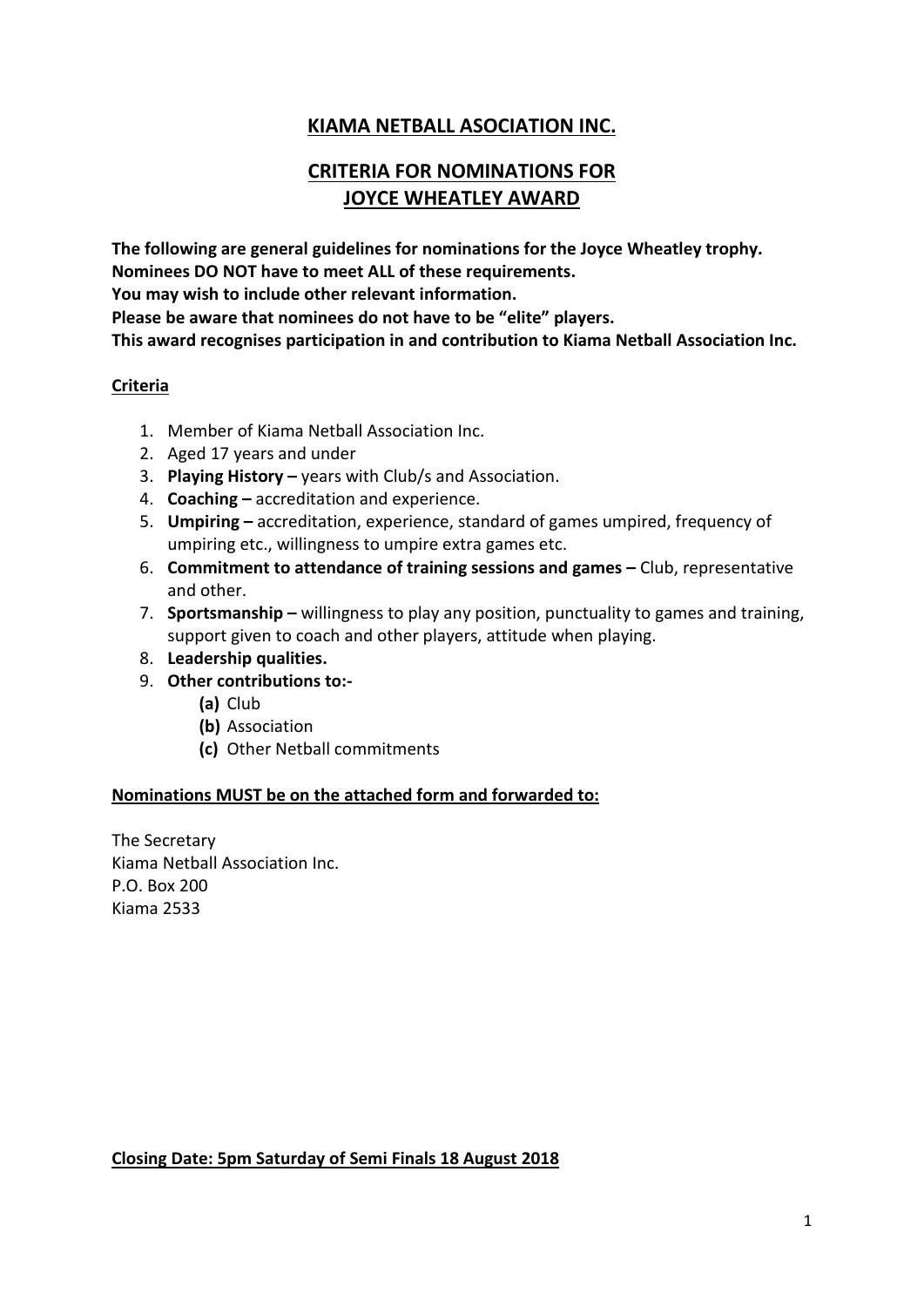# KIAMA NETBALL ASOCIATION INC.

## CRITERIA FOR NOMINATIONS FOR JOYCE WHEATLEY AWARD

**The following are general guidelines for nominations for the Joyce Wheatley trophy.**
**Nominees DO NOT have to meet ALL of these requirements.**
**You may wish to include other relevant information.**
**Please be aware that nominees do not have to be "elite" players.**
**This award recognises participation in and contribution to Kiama Netball Association Inc.**

**Criteria**

1. Member of Kiama Netball Association Inc.
2. Aged 17 years and under
3. **Playing History –** years with Club/s and Association.
4. **Coaching –** accreditation and experience.
5. **Umpiring –** accreditation, experience, standard of games umpired, frequency of umpiring etc., willingness to umpire extra games etc.
6. **Commitment to attendance of training sessions and games –** Club, representative and other.
7. **Sportsmanship –** willingness to play any position, punctuality to games and training, support given to coach and other players, attitude when playing.
8. **Leadership qualities.**
9. **Other contributions to:-**
   - **(a)** Club
   - **(b)** Association
   - **(c)** Other Netball commitments

**Nominations MUST be on the attached form and forwarded to:**

The Secretary
Kiama Netball Association Inc.
P.O. Box 200
Kiama 2533

**Closing Date: 5pm Saturday of Semi Finals 18 August 2018**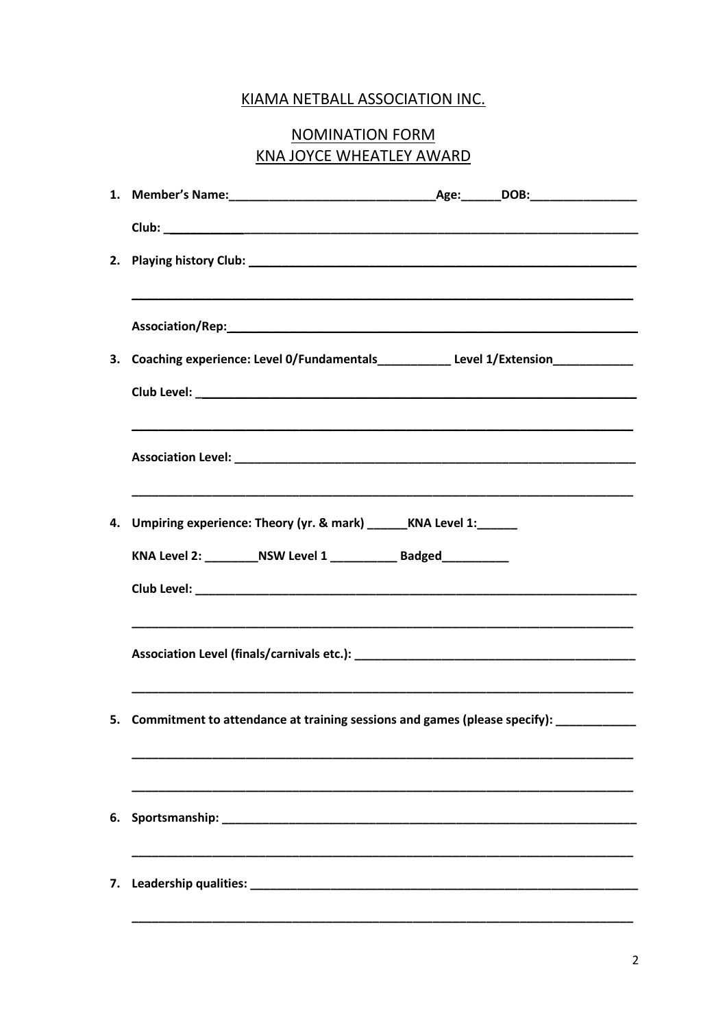KIAMA NETBALL ASSOCIATION INC.

NOMINATION FORM
KNA JOYCE WHEATLEY AWARD

1. **Member's Name:**______________________________**Age:**______**DOB:**________________

   **Club:** ___________________________________________________________________

2. **Playing history Club:** _________________________________________________________

   ___________________________________________________________________________

   **Association/Rep:**____________________________________________________________

3. **Coaching experience: Level 0/Fundamentals**___________ **Level 1/Extension**____________

   **Club Level:** ________________________________________________________________

   ___________________________________________________________________________

   **Association Level:** __________________________________________________________

   ___________________________________________________________________________

4. **Umpiring experience: Theory (yr. & mark)** ______**KNA Level 1:**______

   **KNA Level 2:** ________**NSW Level 1** __________ **Badged**__________

   **Club Level:** ________________________________________________________________

   ___________________________________________________________________________

   **Association Level (finals/carnivals etc.):** ___________________________________________

   ___________________________________________________________________________

5. **Commitment to attendance at training sessions and games (please specify):** ____________

   ___________________________________________________________________________

   ___________________________________________________________________________

6. **Sportsmanship:** _______________________________________________________________

   ___________________________________________________________________________

7. **Leadership qualities:** __________________________________________________________

   ___________________________________________________________________________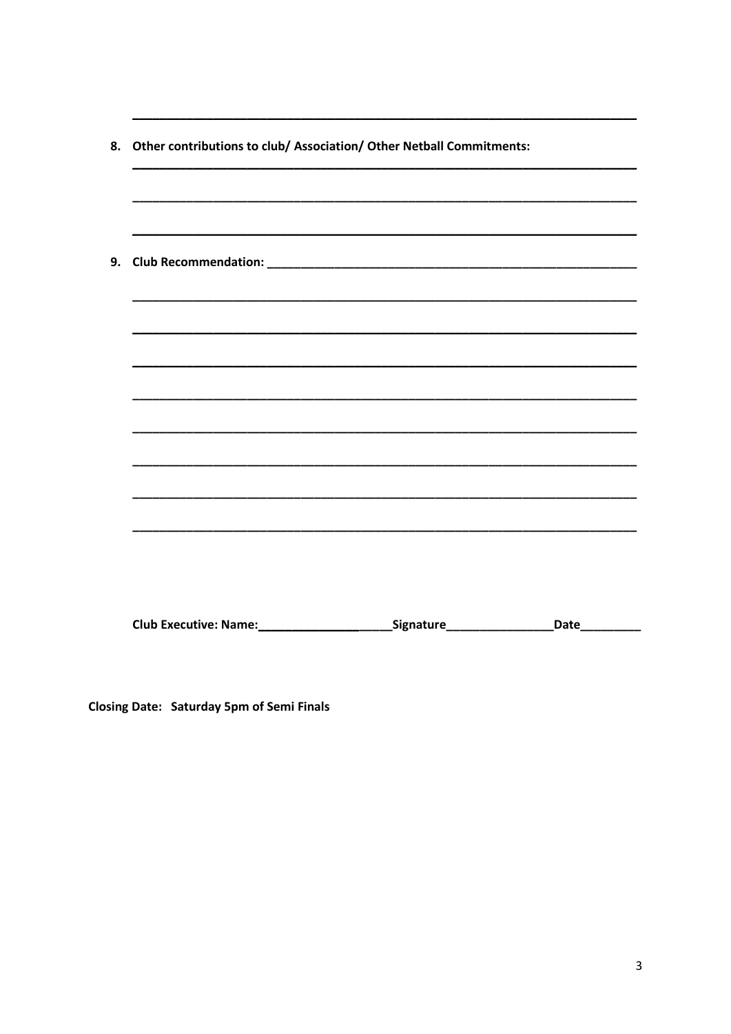______________________________________________________________________________

8. **Other contributions to club/ Association/ Other Netball Commitments:**
______________________________________________________________________________

______________________________________________________________________________

______________________________________________________________________________

9. **Club Recommendation:** ______________________________________________________

______________________________________________________________________________

______________________________________________________________________________

______________________________________________________________________________

______________________________________________________________________________

______________________________________________________________________________

______________________________________________________________________________

______________________________________________________________________________

______________________________________________________________________________

**Club Executive: Name:**_______________________**Signature**_________________**Date**__________

**Closing Date: Saturday 5pm of Semi Finals**